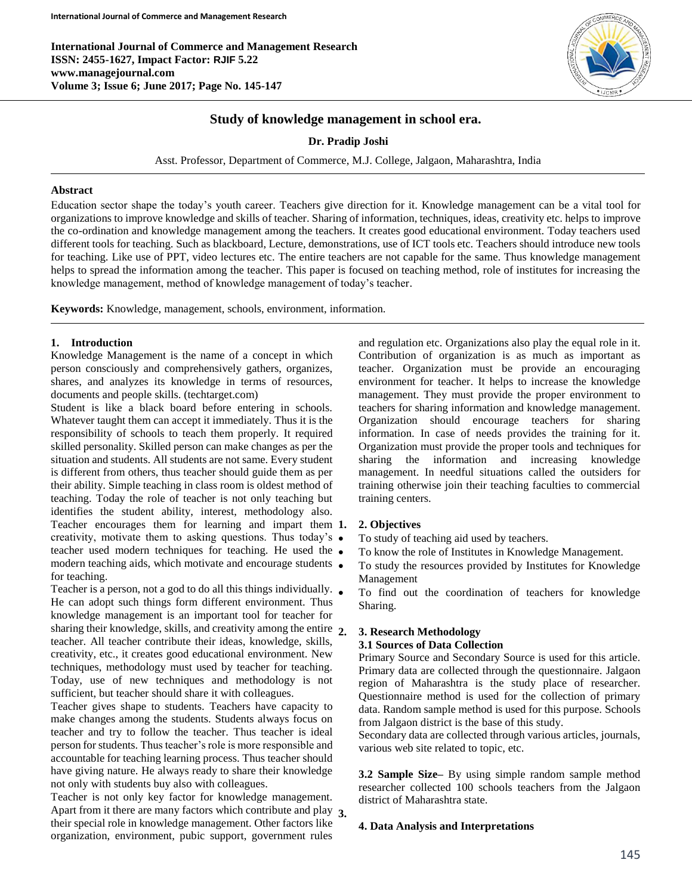# Study of knowledge management in school era.

**Dr. Pradip Joshi**

Asst. Professor, Department of Commerce, M.J. College, Jalgaon, Maharashtra, India

## Abstract

Education sector shape the today's youth career. Teachers give direction for it. Knowledge management can be a vital tool for organizations to improve knowledge and skills of teacher. Sharing of information, techniques, ideas, creativity etc. helps to improve the co-ordination and knowledge management among the teachers. It creates good educational environment. Today teachers used different tools for teaching. Such as blackboard, Lecture, demonstrations, use of ICT tools etc. Teachers should introduce new tools for teaching. Like use of PPT, video lectures etc. The entire teachers are not capable for the same. Thus knowledge management helps to spread the information among the teacher. This paper is focused on teaching method, role of institutes for increasing the knowledge management, method of knowledge management of today's teacher.

**Keywords:** Knowledge, management, schools, environment, information.

## 1. Introduction

Knowledge Management is the name of a concept in which person consciously and comprehensively gathers, organizes, shares, and analyzes its knowledge in terms of resources, documents and people skills. (techtarget.com)

Student is like a black board before entering in schools. Whatever taught them can accept it immediately. Thus it is the responsibility of schools to teach them properly. It required skilled personality. Skilled person can make changes as per the situation and students. All students are not same. Every student is different from others, thus teacher should guide them as per their ability. Simple teaching in class room is oldest method of teaching. Today the role of teacher is not only teaching but identifies the student ability, interest, methodology also. Teacher encourages them for learning and impart them creativity, motivate them to asking questions. Thus today's teacher used modern techniques for teaching. He used the modern teaching aids, which motivate and encourage students for teaching.

Teacher is a person, not a god to do all this things individually. He can adopt such things form different environment. Thus knowledge management is an important tool for teacher for sharing their knowledge, skills, and creativity among the entire teacher. All teacher contribute their ideas, knowledge, skills, creativity, etc., it creates good educational environment. New techniques, methodology must used by teacher for teaching. Today, use of new techniques and methodology is not sufficient, but teacher should share it with colleagues.

Teacher gives shape to students. Teachers have capacity to make changes among the students. Students always focus on teacher and try to follow the teacher. Thus teacher is ideal person for students. Thus teacher's role is more responsible and accountable for teaching learning process. Thus teacher should have giving nature. He always ready to share their knowledge not only with students buy also with colleagues.

Teacher is not only key factor for knowledge management. Apart from it there are many factors which contribute and play their special role in knowledge management. Other factors like organization, environment, pubic support, government rules and regulation etc. Organizations also play the equal role in it. Contribution of organization is as much as important as teacher. Organization must be provide an encouraging environment for teacher. It helps to increase the knowledge management. They must provide the proper environment to teachers for sharing information and knowledge management. Organization should encourage teachers for sharing information. In case of needs provides the training for it. Organization must provide the proper tools and techniques for sharing the information and increasing knowledge management. In needful situations called the outsiders for training otherwise join their teaching faculties to commercial training centers.

## 2. Objectives

- To study of teaching aid used by teachers.
- To know the role of Institutes in Knowledge Management.
- To study the resources provided by Institutes for Knowledge Management
- To find out the coordination of teachers for knowledge Sharing.

## 3. Research Methodology

### 3.1 Sources of Data Collection

Primary Source and Secondary Source is used for this article. Primary data are collected through the questionnaire. Jalgaon region of Maharashtra is the study place of researcher. Questionnaire method is used for the collection of primary data. Random sample method is used for this purpose. Schools from Jalgaon district is the base of this study.

Secondary data are collected through various articles, journals, various web site related to topic, etc.

**3.2 Sample Size–** By using simple random sample method researcher collected 100 schools teachers from the Jalgaon district of Maharashtra state.

## 4. Data Analysis and Interpretations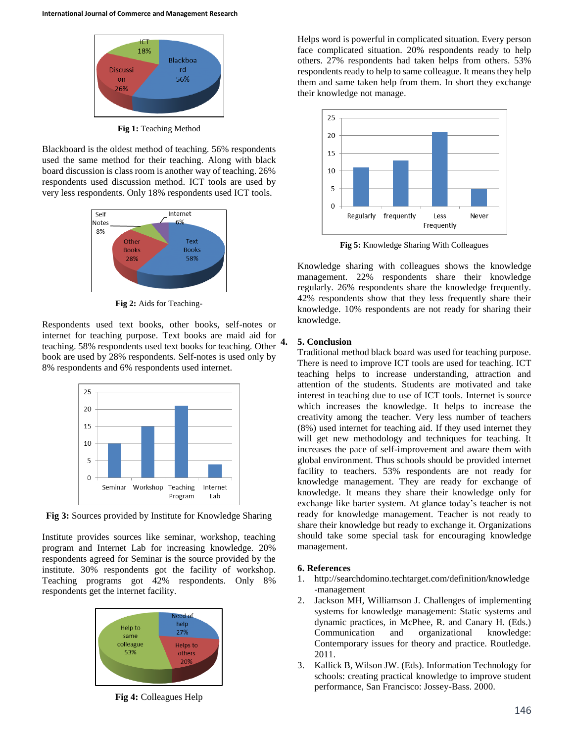Fig 1: Teaching Method

Blackboard is the oldest method of teaching. 56% respondents used the same method for their teaching. Along with black board discussion is class room is another way of teaching. 26% respondents used discussion method. ICT tools are used by very less respondents. Only 18% respondents used ICT tools.

Fig 2: Aids for Teaching-

Respondents used text books, other books, self-notes or internet for teaching purpose. Text books are maid aid for teaching. 58% respondents used text books for teaching. Other book are used by 28% respondents. Self-notes is used only by 8% respondents and 6% respondents used internet.

Fig 3: Sources provided by Institute for Knowledge Sharing

Institute provides sources like seminar, workshop, teaching program and Internet Lab for increasing knowledge. 20% respondents agreed for Seminar is the source provided by the institute. 30% respondents got the facility of workshop. Teaching programs got 42% respondents. Only 8% respondents get the internet facility.

Fig 4: Colleagues Help

Helps word is powerful in complicated situation. Every person face complicated situation. 20% respondents ready to help others. 27% respondents had taken helps from others. 53% respondents ready to help to same colleague. It means they help them and same taken help from them. In short they exchange their knowledge not manage.

Fig 5: Knowledge Sharing With Colleagues

Knowledge sharing with colleagues shows the knowledge management. 22% respondents share their knowledge regularly. 26% respondents share the knowledge frequently. 42% respondents show that they less frequently share their knowledge. 10% respondents are not ready for sharing their knowledge.

## 5. Conclusion

Traditional method black board was used for teaching purpose. There is need to improve ICT tools are used for teaching. ICT teaching helps to increase understanding, attraction and attention of the students. Students are motivated and take interest in teaching due to use of ICT tools. Internet is source which increases the knowledge. It helps to increase the creativity among the teacher. Very less number of teachers (8%) used internet for teaching aid. If they used internet they will get new methodology and techniques for teaching. It increases the pace of self-improvement and aware them with global environment. Thus schools should be provided internet facility to teachers. 53% respondents are not ready for knowledge management. They are ready for exchange of knowledge. It means they share their knowledge only for exchange like barter system. At glance today's teacher is not ready for knowledge management. Teacher is not ready to share their knowledge but ready to exchange it. Organizations should take some special task for encouraging knowledge management.

## 6. References

1. http://searchdomino.techtarget.com/definition/knowledge-management
2. Jackson MH, Williamson J. Challenges of implementing systems for knowledge management: Static systems and dynamic practices, in McPhee, R. and Canary H. (Eds.) Communication and organizational knowledge: Contemporary issues for theory and practice. Routledge. 2011.
3. Kallick B, Wilson JW. (Eds). Information Technology for schools: creating practical knowledge to improve student performance, San Francisco: Jossey-Bass. 2000.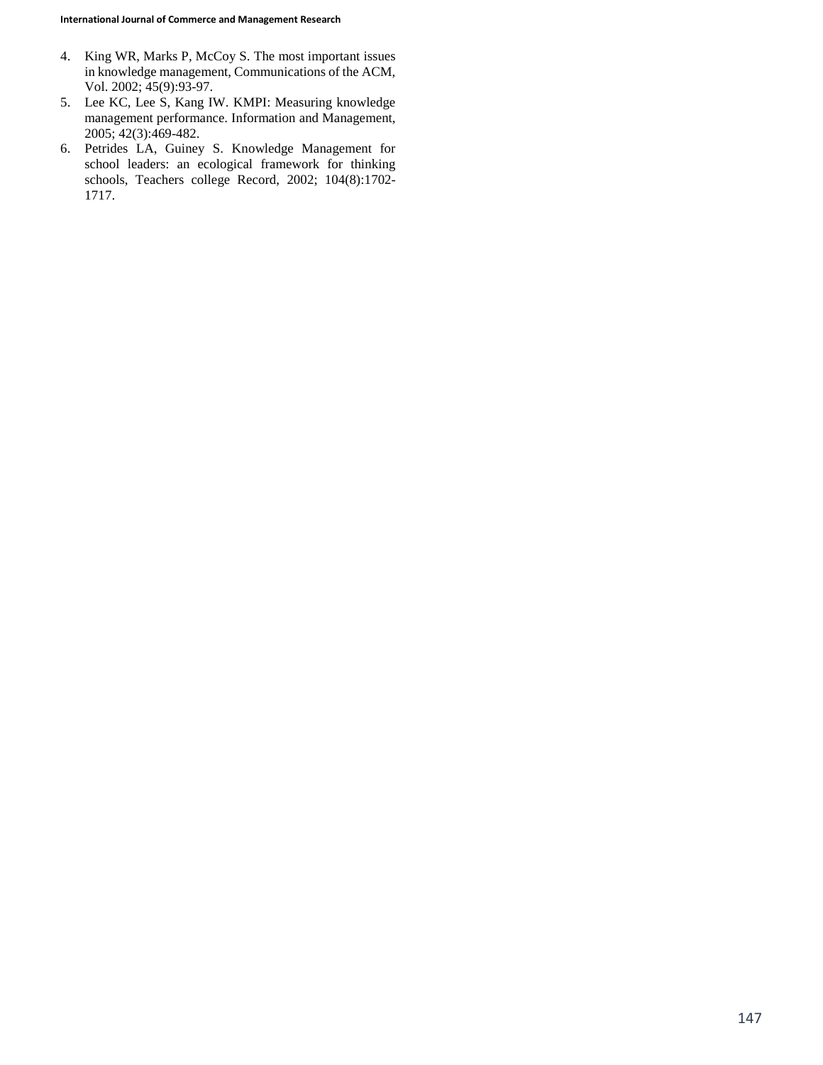4. King WR, Marks P, McCoy S. The most important issues in knowledge management, Communications of the ACM, Vol. 2002; 45(9):93-97.
5. Lee KC, Lee S, Kang IW. KMPI: Measuring knowledge management performance. Information and Management, 2005; 42(3):469-482.
6. Petrides LA, Guiney S. Knowledge Management for school leaders: an ecological framework for thinking schools, Teachers college Record, 2002; 104(8):1702-1717.